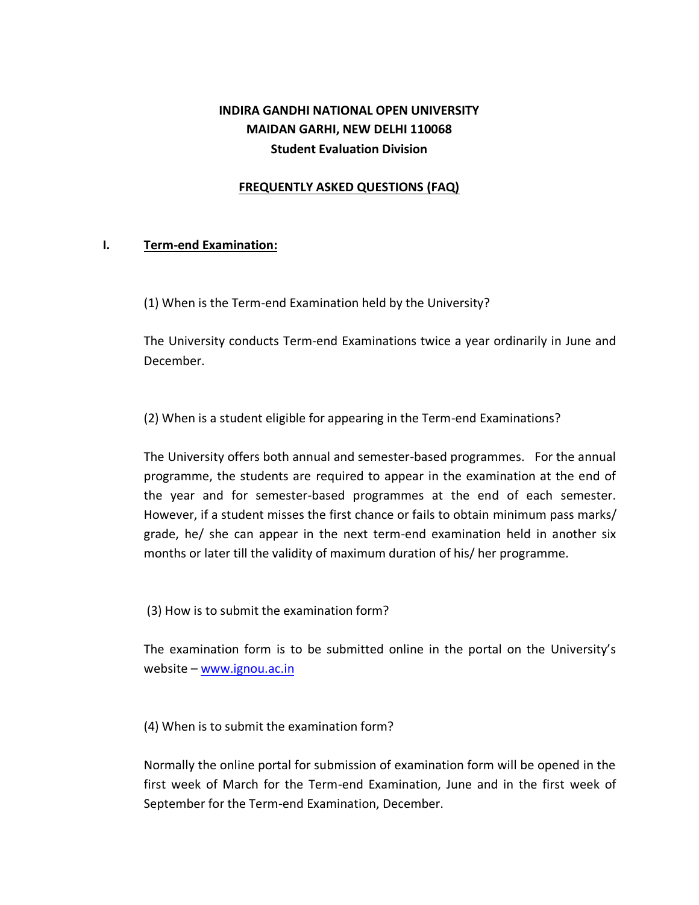**INDIRA GANDHI NATIONAL OPEN UNIVERSITY**
**MAIDAN GARHI, NEW DELHI 110068**
**Student Evaluation Division**

# FREQUENTLY ASKED QUESTIONS (FAQ)

## I. Term-end Examination:

(1) When is the Term-end Examination held by the University?

The University conducts Term-end Examinations twice a year ordinarily in June and December.

(2) When is a student eligible for appearing in the Term-end Examinations?

The University offers both annual and semester-based programmes. For the annual programme, the students are required to appear in the examination at the end of the year and for semester-based programmes at the end of each semester. However, if a student misses the first chance or fails to obtain minimum pass marks/ grade, he/ she can appear in the next term-end examination held in another six months or later till the validity of maximum duration of his/ her programme.

(3) How is to submit the examination form?

The examination form is to be submitted online in the portal on the University's website – [www.ignou.ac.in](www.ignou.ac.in)

(4) When is to submit the examination form?

Normally the online portal for submission of examination form will be opened in the first week of March for the Term-end Examination, June and in the first week of September for the Term-end Examination, December.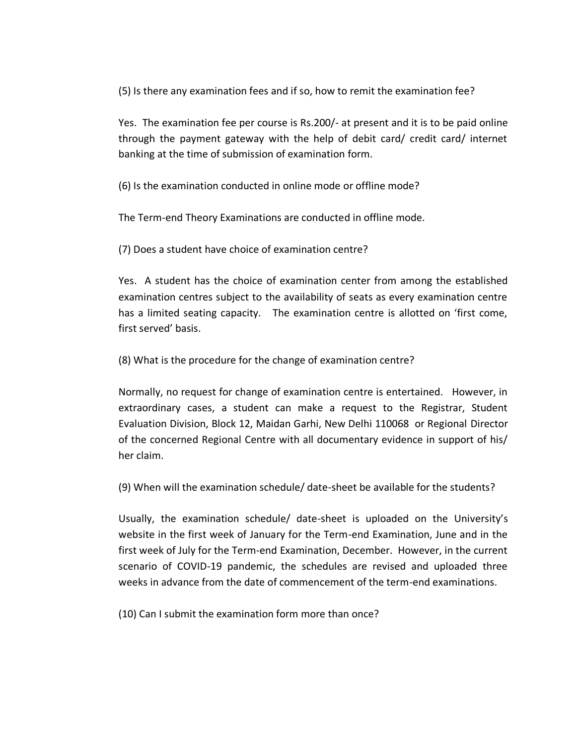(5) Is there any examination fees and if so, how to remit the examination fee?

Yes. The examination fee per course is Rs.200/- at present and it is to be paid online through the payment gateway with the help of debit card/ credit card/ internet banking at the time of submission of examination form.

(6) Is the examination conducted in online mode or offline mode?

The Term-end Theory Examinations are conducted in offline mode.

(7) Does a student have choice of examination centre?

Yes. A student has the choice of examination center from among the established examination centres subject to the availability of seats as every examination centre has a limited seating capacity. The examination centre is allotted on 'first come, first served' basis.

(8) What is the procedure for the change of examination centre?

Normally, no request for change of examination centre is entertained. However, in extraordinary cases, a student can make a request to the Registrar, Student Evaluation Division, Block 12, Maidan Garhi, New Delhi 110068 or Regional Director of the concerned Regional Centre with all documentary evidence in support of his/ her claim.

(9) When will the examination schedule/ date-sheet be available for the students?

Usually, the examination schedule/ date-sheet is uploaded on the University's website in the first week of January for the Term-end Examination, June and in the first week of July for the Term-end Examination, December. However, in the current scenario of COVID-19 pandemic, the schedules are revised and uploaded three weeks in advance from the date of commencement of the term-end examinations.

(10) Can I submit the examination form more than once?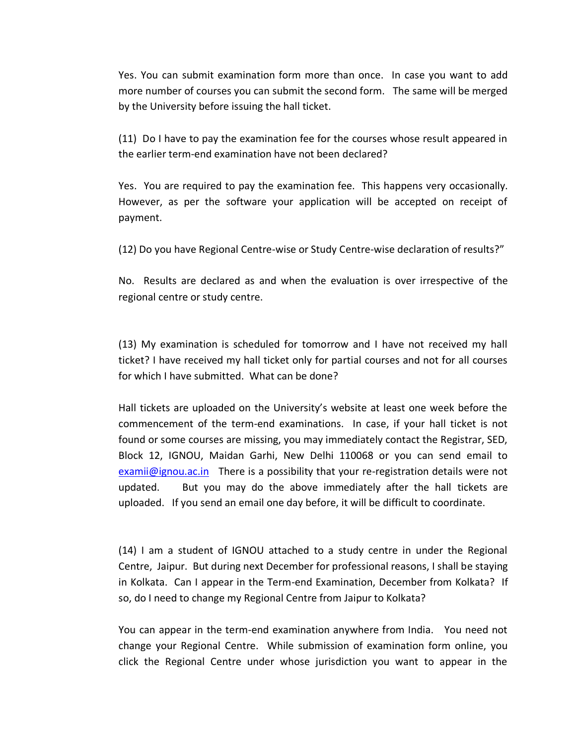Yes. You can submit examination form more than once. In case you want to add more number of courses you can submit the second form. The same will be merged by the University before issuing the hall ticket.

(11) Do I have to pay the examination fee for the courses whose result appeared in the earlier term-end examination have not been declared?

Yes. You are required to pay the examination fee. This happens very occasionally. However, as per the software your application will be accepted on receipt of payment.

(12) Do you have Regional Centre-wise or Study Centre-wise declaration of results?"

No. Results are declared as and when the evaluation is over irrespective of the regional centre or study centre.

(13) My examination is scheduled for tomorrow and I have not received my hall ticket? I have received my hall ticket only for partial courses and not for all courses for which I have submitted. What can be done?

Hall tickets are uploaded on the University's website at least one week before the commencement of the term-end examinations. In case, if your hall ticket is not found or some courses are missing, you may immediately contact the Registrar, SED, Block 12, IGNOU, Maidan Garhi, New Delhi 110068 or you can send email to [examii@ignou.ac.in](mailto:examii@ignou.ac.in) There is a possibility that your re-registration details were not updated. But you may do the above immediately after the hall tickets are uploaded. If you send an email one day before, it will be difficult to coordinate.

(14) I am a student of IGNOU attached to a study centre in under the Regional Centre, Jaipur. But during next December for professional reasons, I shall be staying in Kolkata. Can I appear in the Term-end Examination, December from Kolkata? If so, do I need to change my Regional Centre from Jaipur to Kolkata?

You can appear in the term-end examination anywhere from India. You need not change your Regional Centre. While submission of examination form online, you click the Regional Centre under whose jurisdiction you want to appear in the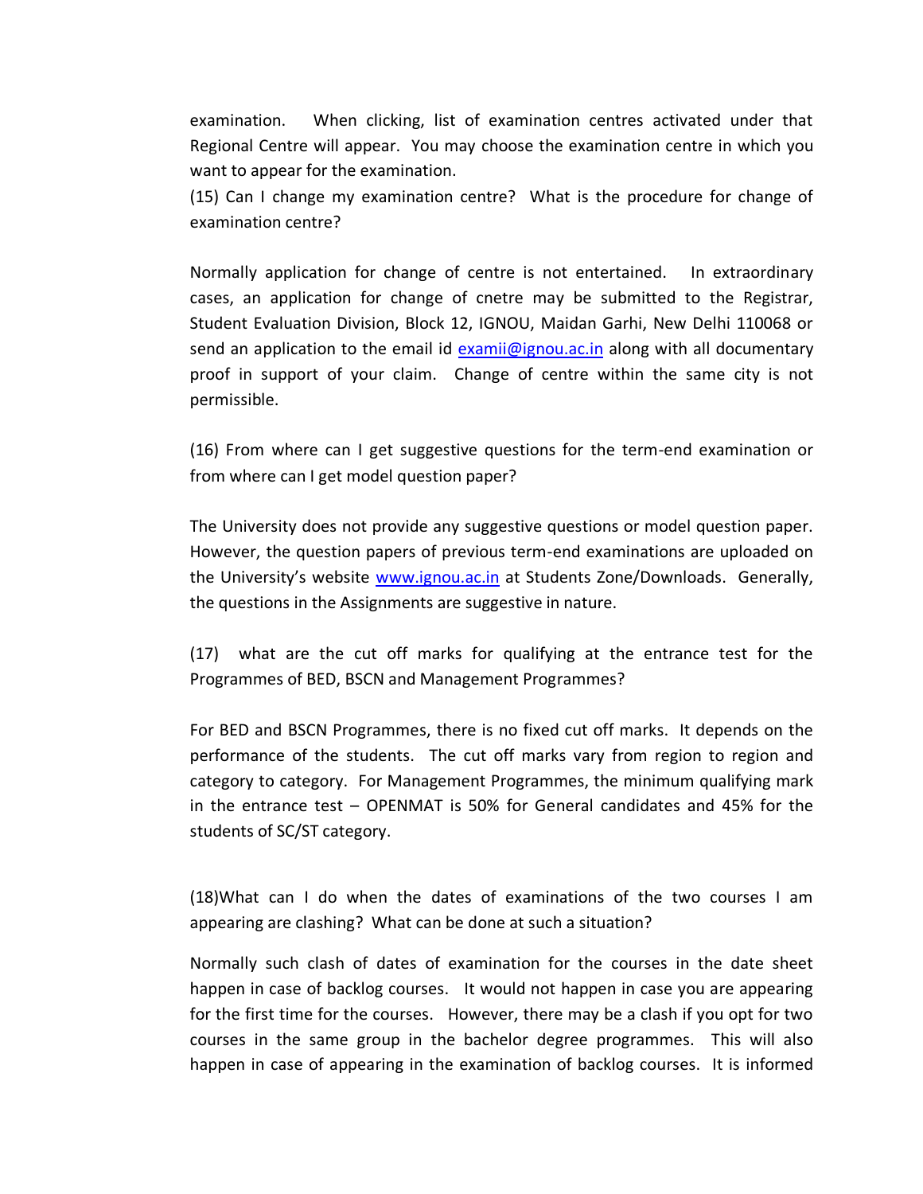examination. When clicking, list of examination centres activated under that Regional Centre will appear. You may choose the examination centre in which you want to appear for the examination.

(15) Can I change my examination centre? What is the procedure for change of examination centre?

Normally application for change of centre is not entertained. In extraordinary cases, an application for change of cnetre may be submitted to the Registrar, Student Evaluation Division, Block 12, IGNOU, Maidan Garhi, New Delhi 110068 or send an application to the email id examii@ignou.ac.in along with all documentary proof in support of your claim. Change of centre within the same city is not permissible.

(16) From where can I get suggestive questions for the term-end examination or from where can I get model question paper?

The University does not provide any suggestive questions or model question paper. However, the question papers of previous term-end examinations are uploaded on the University's website www.ignou.ac.in at Students Zone/Downloads. Generally, the questions in the Assignments are suggestive in nature.

(17) what are the cut off marks for qualifying at the entrance test for the Programmes of BED, BSCN and Management Programmes?

For BED and BSCN Programmes, there is no fixed cut off marks. It depends on the performance of the students. The cut off marks vary from region to region and category to category. For Management Programmes, the minimum qualifying mark in the entrance test – OPENMAT is 50% for General candidates and 45% for the students of SC/ST category.

(18)What can I do when the dates of examinations of the two courses I am appearing are clashing? What can be done at such a situation?

Normally such clash of dates of examination for the courses in the date sheet happen in case of backlog courses. It would not happen in case you are appearing for the first time for the courses. However, there may be a clash if you opt for two courses in the same group in the bachelor degree programmes. This will also happen in case of appearing in the examination of backlog courses. It is informed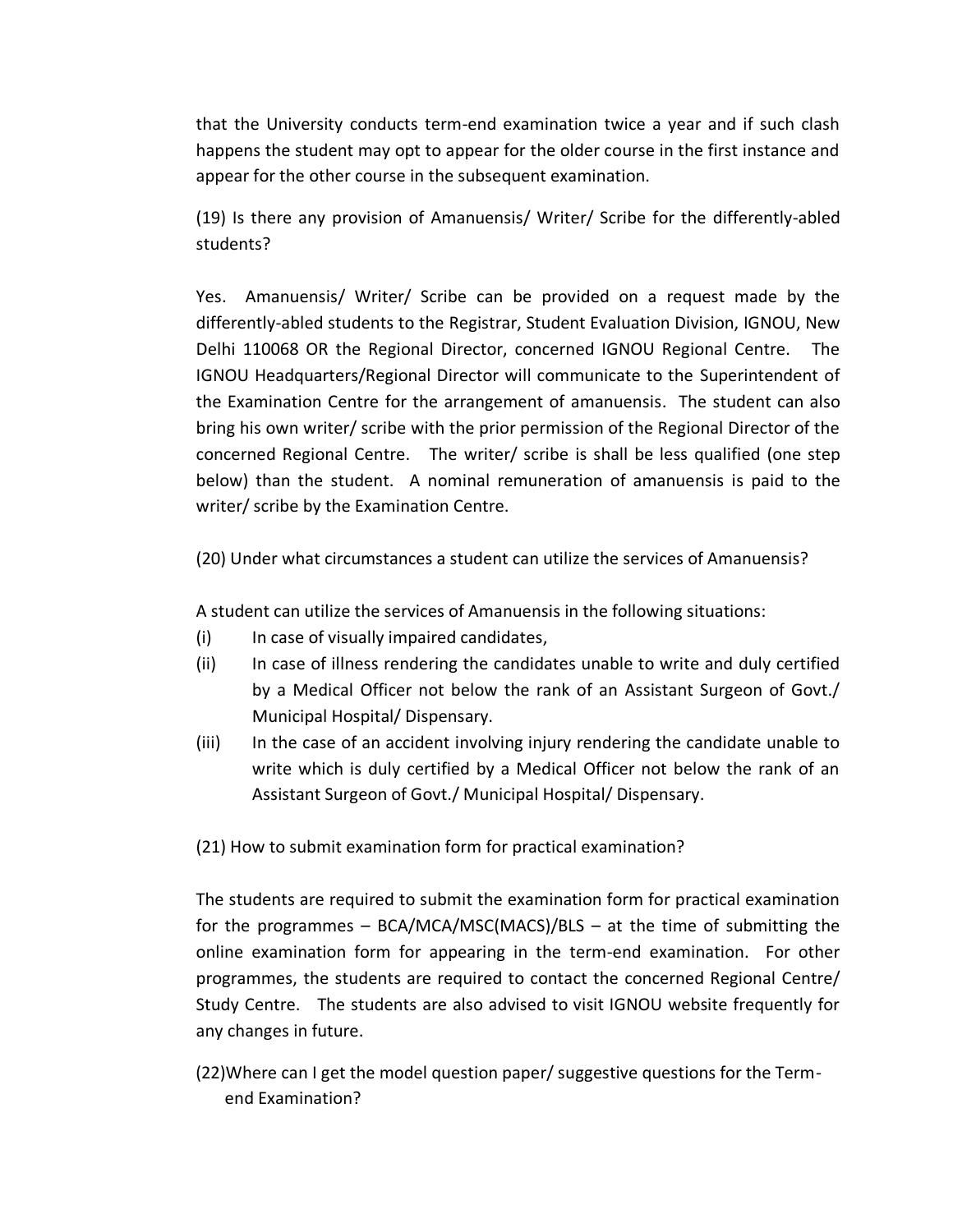that the University conducts term-end examination twice a year and if such clash happens the student may opt to appear for the older course in the first instance and appear for the other course in the subsequent examination.

(19) Is there any provision of Amanuensis/ Writer/ Scribe for the differently-abled students?

Yes. Amanuensis/ Writer/ Scribe can be provided on a request made by the differently-abled students to the Registrar, Student Evaluation Division, IGNOU, New Delhi 110068 OR the Regional Director, concerned IGNOU Regional Centre. The IGNOU Headquarters/Regional Director will communicate to the Superintendent of the Examination Centre for the arrangement of amanuensis. The student can also bring his own writer/ scribe with the prior permission of the Regional Director of the concerned Regional Centre. The writer/ scribe is shall be less qualified (one step below) than the student. A nominal remuneration of amanuensis is paid to the writer/ scribe by the Examination Centre.

(20) Under what circumstances a student can utilize the services of Amanuensis?

A student can utilize the services of Amanuensis in the following situations:

(i) In case of visually impaired candidates,

(ii) In case of illness rendering the candidates unable to write and duly certified by a Medical Officer not below the rank of an Assistant Surgeon of Govt./ Municipal Hospital/ Dispensary.

(iii) In the case of an accident involving injury rendering the candidate unable to write which is duly certified by a Medical Officer not below the rank of an Assistant Surgeon of Govt./ Municipal Hospital/ Dispensary.

(21) How to submit examination form for practical examination?

The students are required to submit the examination form for practical examination for the programmes – BCA/MCA/MSC(MACS)/BLS – at the time of submitting the online examination form for appearing in the term-end examination. For other programmes, the students are required to contact the concerned Regional Centre/ Study Centre. The students are also advised to visit IGNOU website frequently for any changes in future.

(22)Where can I get the model question paper/ suggestive questions for the Term-end Examination?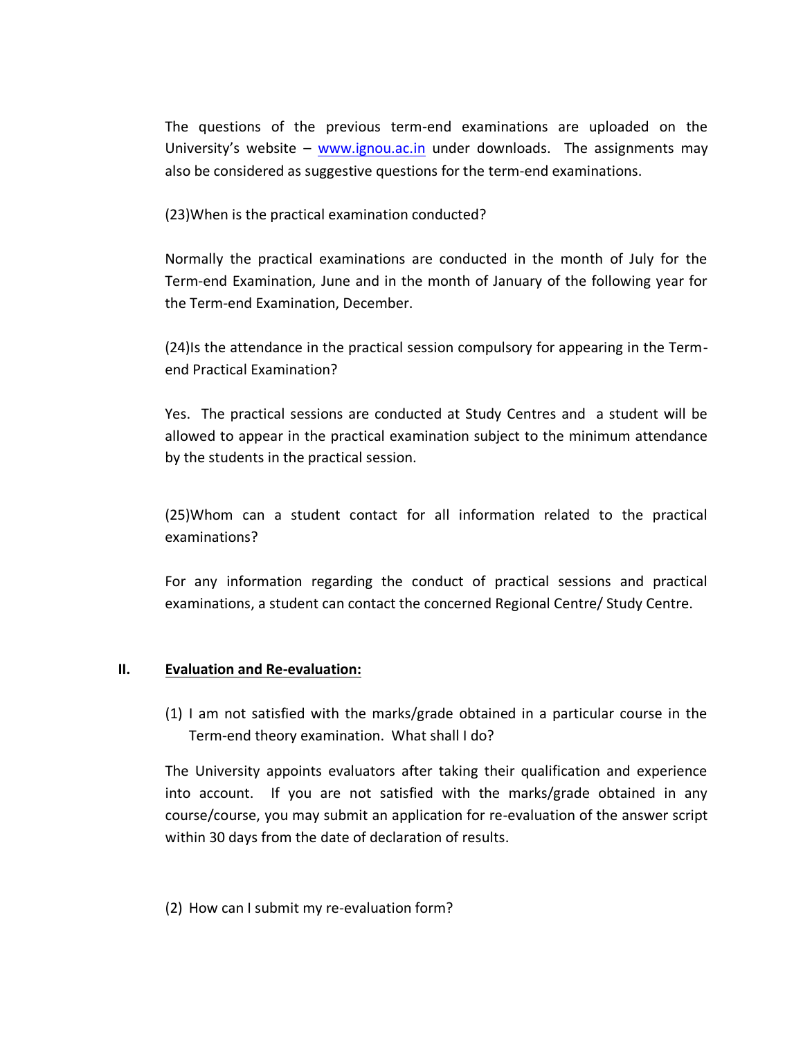The questions of the previous term-end examinations are uploaded on the University's website – [www.ignou.ac.in](http://www.ignou.ac.in) under downloads. The assignments may also be considered as suggestive questions for the term-end examinations.

(23)When is the practical examination conducted?

Normally the practical examinations are conducted in the month of July for the Term-end Examination, June and in the month of January of the following year for the Term-end Examination, December.

(24)Is the attendance in the practical session compulsory for appearing in the Term-end Practical Examination?

Yes. The practical sessions are conducted at Study Centres and a student will be allowed to appear in the practical examination subject to the minimum attendance by the students in the practical session.

(25)Whom can a student contact for all information related to the practical examinations?

For any information regarding the conduct of practical sessions and practical examinations, a student can contact the concerned Regional Centre/ Study Centre.

## II. Evaluation and Re-evaluation:

(1) I am not satisfied with the marks/grade obtained in a particular course in the Term-end theory examination. What shall I do?

The University appoints evaluators after taking their qualification and experience into account. If you are not satisfied with the marks/grade obtained in any course/course, you may submit an application for re-evaluation of the answer script within 30 days from the date of declaration of results.

(2) How can I submit my re-evaluation form?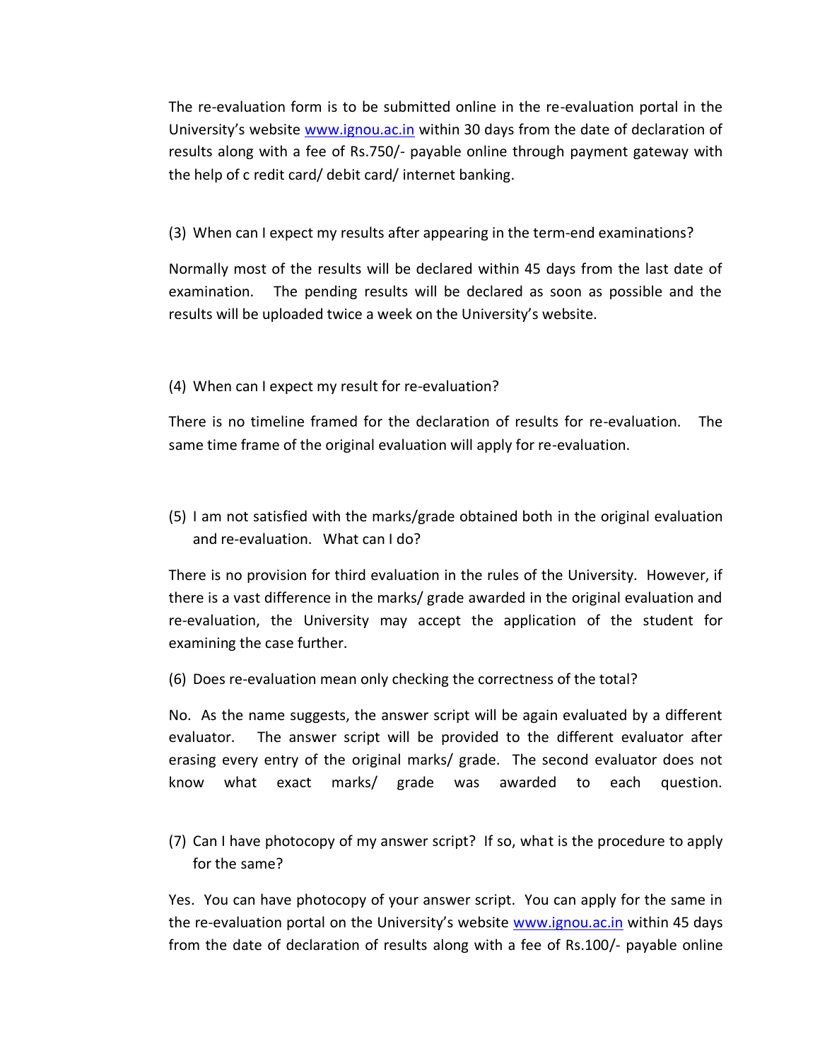The re-evaluation form is to be submitted online in the re-evaluation portal in the University's website www.ignou.ac.in within 30 days from the date of declaration of results along with a fee of Rs.750/- payable online through payment gateway with the help of c redit card/ debit card/ internet banking.

(3) When can I expect my results after appearing in the term-end examinations?

Normally most of the results will be declared within 45 days from the last date of examination. The pending results will be declared as soon as possible and the results will be uploaded twice a week on the University's website.

(4) When can I expect my result for re-evaluation?

There is no timeline framed for the declaration of results for re-evaluation. The same time frame of the original evaluation will apply for re-evaluation.

(5) I am not satisfied with the marks/grade obtained both in the original evaluation and re-evaluation. What can I do?

There is no provision for third evaluation in the rules of the University. However, if there is a vast difference in the marks/ grade awarded in the original evaluation and re-evaluation, the University may accept the application of the student for examining the case further.

(6) Does re-evaluation mean only checking the correctness of the total?

No. As the name suggests, the answer script will be again evaluated by a different evaluator. The answer script will be provided to the different evaluator after erasing every entry of the original marks/ grade. The second evaluator does not know what exact marks/ grade was awarded to each question.

(7) Can I have photocopy of my answer script? If so, what is the procedure to apply for the same?

Yes. You can have photocopy of your answer script. You can apply for the same in the re-evaluation portal on the University's website www.ignou.ac.in within 45 days from the date of declaration of results along with a fee of Rs.100/- payable online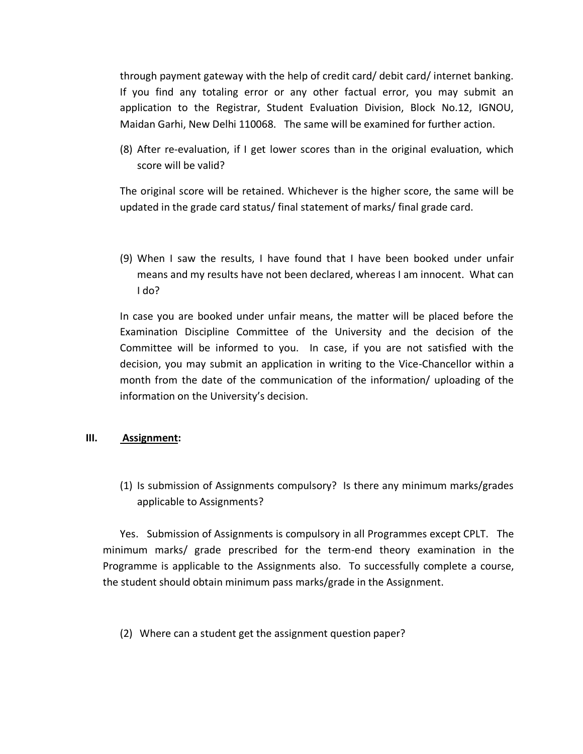through payment gateway with the help of credit card/ debit card/ internet banking. If you find any totaling error or any other factual error, you may submit an application to the Registrar, Student Evaluation Division, Block No.12, IGNOU, Maidan Garhi, New Delhi 110068. The same will be examined for further action.

(8) After re-evaluation, if I get lower scores than in the original evaluation, which score will be valid?

The original score will be retained. Whichever is the higher score, the same will be updated in the grade card status/ final statement of marks/ final grade card.

(9) When I saw the results, I have found that I have been booked under unfair means and my results have not been declared, whereas I am innocent. What can I do?

In case you are booked under unfair means, the matter will be placed before the Examination Discipline Committee of the University and the decision of the Committee will be informed to you. In case, if you are not satisfied with the decision, you may submit an application in writing to the Vice-Chancellor within a month from the date of the communication of the information/ uploading of the information on the University's decision.

## III. **Assignment:**

(1) Is submission of Assignments compulsory? Is there any minimum marks/grades applicable to Assignments?

Yes. Submission of Assignments is compulsory in all Programmes except CPLT. The minimum marks/ grade prescribed for the term-end theory examination in the Programme is applicable to the Assignments also. To successfully complete a course, the student should obtain minimum pass marks/grade in the Assignment.

(2) Where can a student get the assignment question paper?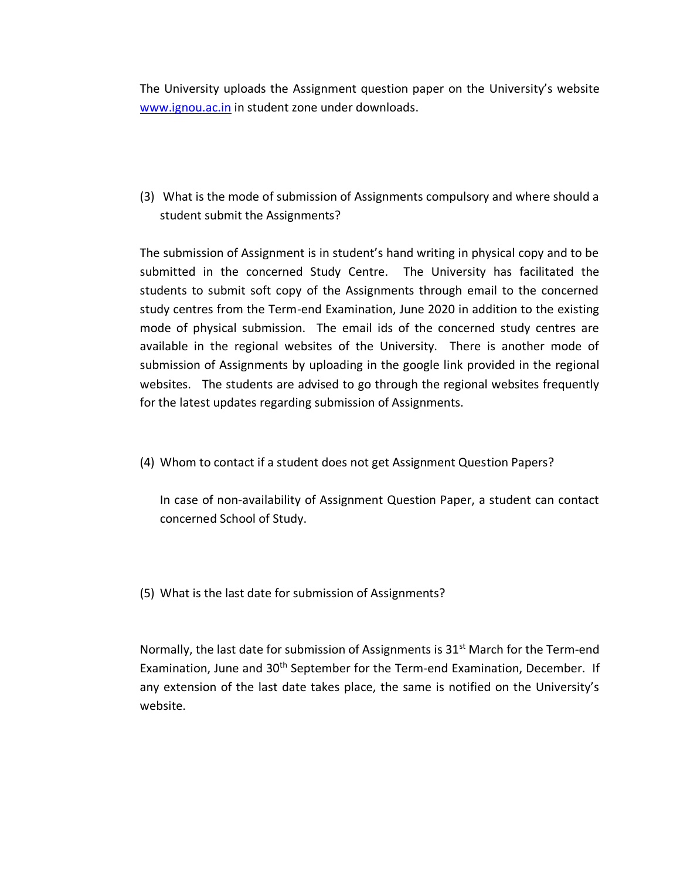The University uploads the Assignment question paper on the University's website [www.ignou.ac.in](http://www.ignou.ac.in) in student zone under downloads.

(3) What is the mode of submission of Assignments compulsory and where should a student submit the Assignments?

The submission of Assignment is in student's hand writing in physical copy and to be submitted in the concerned Study Centre. The University has facilitated the students to submit soft copy of the Assignments through email to the concerned study centres from the Term-end Examination, June 2020 in addition to the existing mode of physical submission. The email ids of the concerned study centres are available in the regional websites of the University. There is another mode of submission of Assignments by uploading in the google link provided in the regional websites. The students are advised to go through the regional websites frequently for the latest updates regarding submission of Assignments.

(4) Whom to contact if a student does not get Assignment Question Papers?

In case of non-availability of Assignment Question Paper, a student can contact concerned School of Study.

(5) What is the last date for submission of Assignments?

Normally, the last date for submission of Assignments is 31st March for the Term-end Examination, June and 30th September for the Term-end Examination, December. If any extension of the last date takes place, the same is notified on the University's website.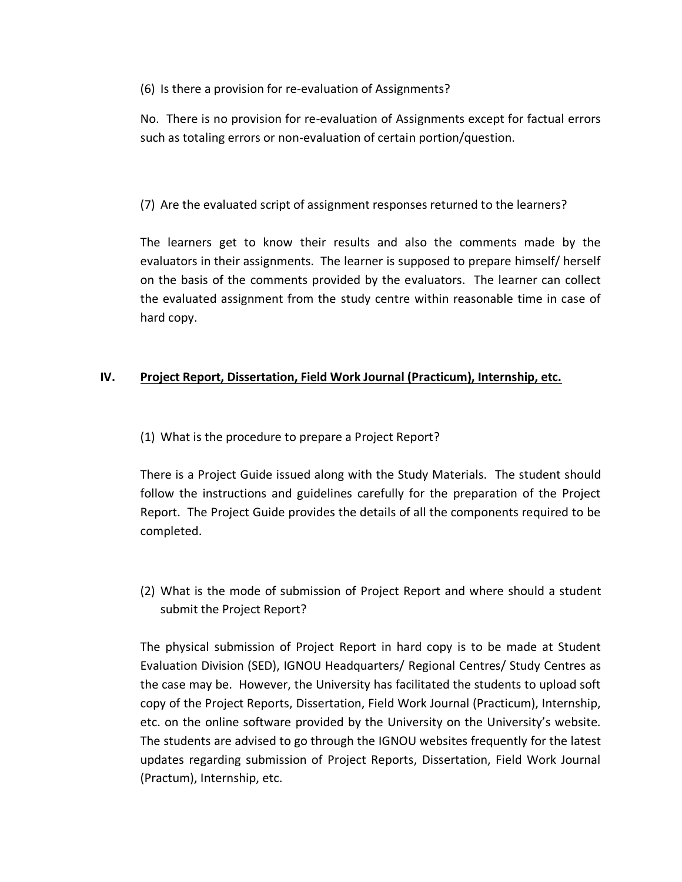(6) Is there a provision for re-evaluation of Assignments?

No. There is no provision for re-evaluation of Assignments except for factual errors such as totaling errors or non-evaluation of certain portion/question.

(7) Are the evaluated script of assignment responses returned to the learners?

The learners get to know their results and also the comments made by the evaluators in their assignments. The learner is supposed to prepare himself/ herself on the basis of the comments provided by the evaluators. The learner can collect the evaluated assignment from the study centre within reasonable time in case of hard copy.

## IV. Project Report, Dissertation, Field Work Journal (Practicum), Internship, etc.

(1) What is the procedure to prepare a Project Report?

There is a Project Guide issued along with the Study Materials. The student should follow the instructions and guidelines carefully for the preparation of the Project Report. The Project Guide provides the details of all the components required to be completed.

(2) What is the mode of submission of Project Report and where should a student submit the Project Report?

The physical submission of Project Report in hard copy is to be made at Student Evaluation Division (SED), IGNOU Headquarters/ Regional Centres/ Study Centres as the case may be. However, the University has facilitated the students to upload soft copy of the Project Reports, Dissertation, Field Work Journal (Practicum), Internship, etc. on the online software provided by the University on the University's website. The students are advised to go through the IGNOU websites frequently for the latest updates regarding submission of Project Reports, Dissertation, Field Work Journal (Practum), Internship, etc.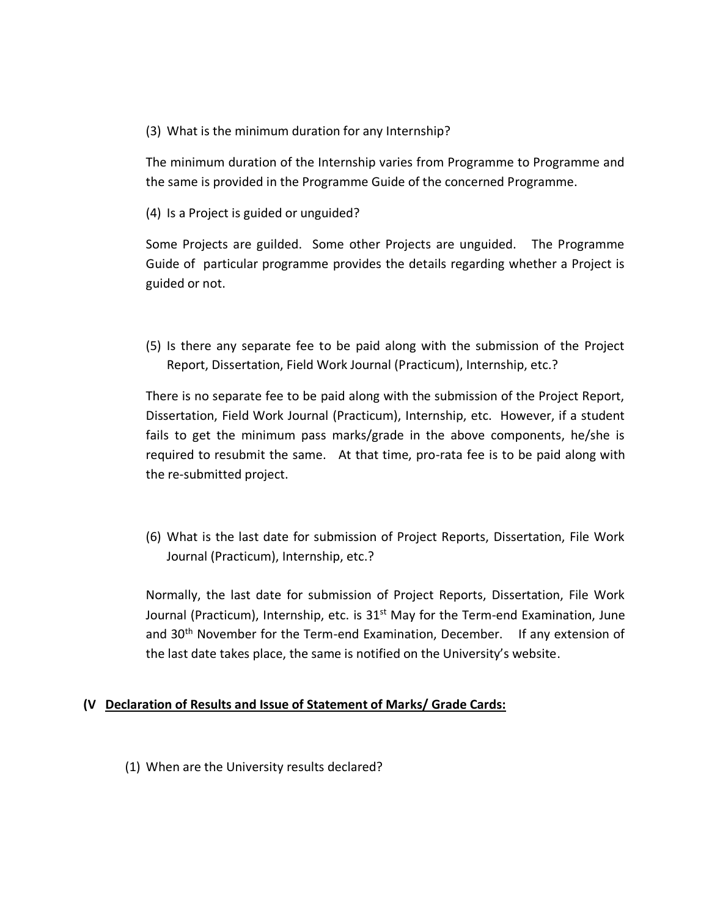(3) What is the minimum duration for any Internship?

The minimum duration of the Internship varies from Programme to Programme and the same is provided in the Programme Guide of the concerned Programme.

(4) Is a Project is guided or unguided?

Some Projects are guilded. Some other Projects are unguided. The Programme Guide of particular programme provides the details regarding whether a Project is guided or not.

(5) Is there any separate fee to be paid along with the submission of the Project Report, Dissertation, Field Work Journal (Practicum), Internship, etc.?

There is no separate fee to be paid along with the submission of the Project Report, Dissertation, Field Work Journal (Practicum), Internship, etc. However, if a student fails to get the minimum pass marks/grade in the above components, he/she is required to resubmit the same. At that time, pro-rata fee is to be paid along with the re-submitted project.

(6) What is the last date for submission of Project Reports, Dissertation, File Work Journal (Practicum), Internship, etc.?

Normally, the last date for submission of Project Reports, Dissertation, File Work Journal (Practicum), Internship, etc. is 31st May for the Term-end Examination, June and 30th November for the Term-end Examination, December. If any extension of the last date takes place, the same is notified on the University's website.

**(V <u>Declaration of Results and Issue of Statement of Marks/ Grade Cards:</u>**

(1) When are the University results declared?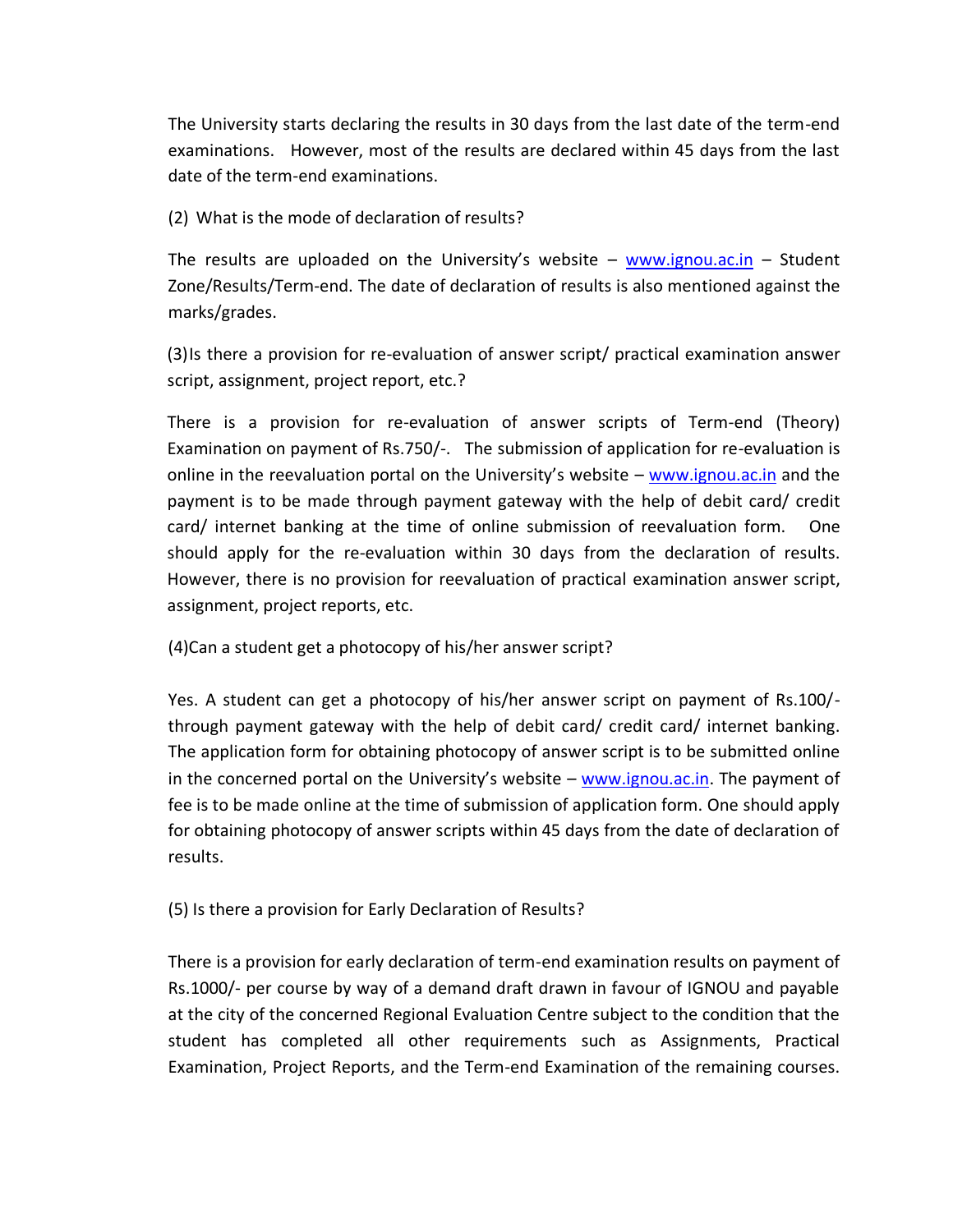The University starts declaring the results in 30 days from the last date of the term-end examinations. However, most of the results are declared within 45 days from the last date of the term-end examinations.

(2) What is the mode of declaration of results?

The results are uploaded on the University's website – www.ignou.ac.in – Student Zone/Results/Term-end. The date of declaration of results is also mentioned against the marks/grades.

(3) Is there a provision for re-evaluation of answer script/ practical examination answer script, assignment, project report, etc.?

There is a provision for re-evaluation of answer scripts of Term-end (Theory) Examination on payment of Rs.750/-. The submission of application for re-evaluation is online in the reevaluation portal on the University's website – www.ignou.ac.in and the payment is to be made through payment gateway with the help of debit card/ credit card/ internet banking at the time of online submission of reevaluation form. One should apply for the re-evaluation within 30 days from the declaration of results. However, there is no provision for reevaluation of practical examination answer script, assignment, project reports, etc.

(4) Can a student get a photocopy of his/her answer script?

Yes. A student can get a photocopy of his/her answer script on payment of Rs.100/- through payment gateway with the help of debit card/ credit card/ internet banking. The application form for obtaining photocopy of answer script is to be submitted online in the concerned portal on the University's website – www.ignou.ac.in. The payment of fee is to be made online at the time of submission of application form. One should apply for obtaining photocopy of answer scripts within 45 days from the date of declaration of results.

(5) Is there a provision for Early Declaration of Results?

There is a provision for early declaration of term-end examination results on payment of Rs.1000/- per course by way of a demand draft drawn in favour of IGNOU and payable at the city of the concerned Regional Evaluation Centre subject to the condition that the student has completed all other requirements such as Assignments, Practical Examination, Project Reports, and the Term-end Examination of the remaining courses.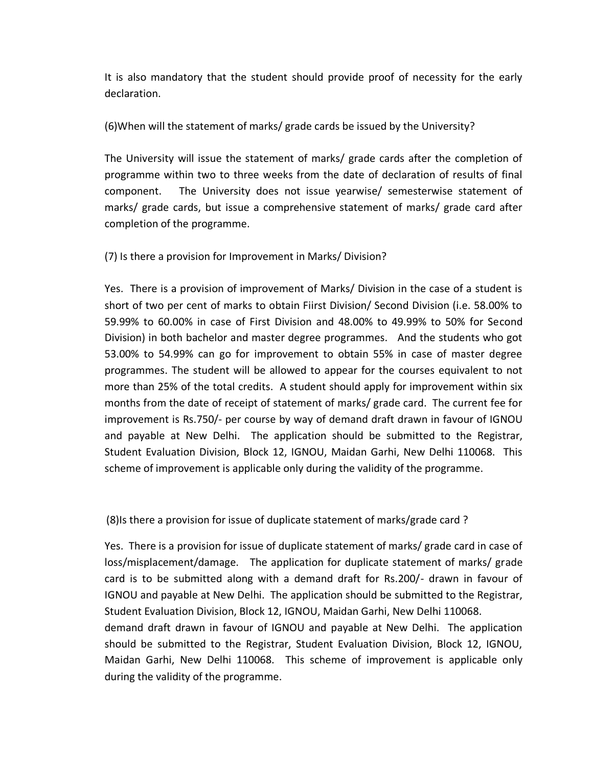It is also mandatory that the student should provide proof of necessity for the early declaration.

(6)When will the statement of marks/ grade cards be issued by the University?

The University will issue the statement of marks/ grade cards after the completion of programme within two to three weeks from the date of declaration of results of final component. The University does not issue yearwise/ semesterwise statement of marks/ grade cards, but issue a comprehensive statement of marks/ grade card after completion of the programme.

(7) Is there a provision for Improvement in Marks/ Division?

Yes. There is a provision of improvement of Marks/ Division in the case of a student is short of two per cent of marks to obtain Fiirst Division/ Second Division (i.e. 58.00% to 59.99% to 60.00% in case of First Division and 48.00% to 49.99% to 50% for Second Division) in both bachelor and master degree programmes. And the students who got 53.00% to 54.99% can go for improvement to obtain 55% in case of master degree programmes. The student will be allowed to appear for the courses equivalent to not more than 25% of the total credits. A student should apply for improvement within six months from the date of receipt of statement of marks/ grade card. The current fee for improvement is Rs.750/- per course by way of demand draft drawn in favour of IGNOU and payable at New Delhi. The application should be submitted to the Registrar, Student Evaluation Division, Block 12, IGNOU, Maidan Garhi, New Delhi 110068. This scheme of improvement is applicable only during the validity of the programme.

(8)Is there a provision for issue of duplicate statement of marks/grade card ?

Yes. There is a provision for issue of duplicate statement of marks/ grade card in case of loss/misplacement/damage. The application for duplicate statement of marks/ grade card is to be submitted along with a demand draft for Rs.200/- drawn in favour of IGNOU and payable at New Delhi. The application should be submitted to the Registrar, Student Evaluation Division, Block 12, IGNOU, Maidan Garhi, New Delhi 110068.
demand draft drawn in favour of IGNOU and payable at New Delhi. The application should be submitted to the Registrar, Student Evaluation Division, Block 12, IGNOU, Maidan Garhi, New Delhi 110068. This scheme of improvement is applicable only during the validity of the programme.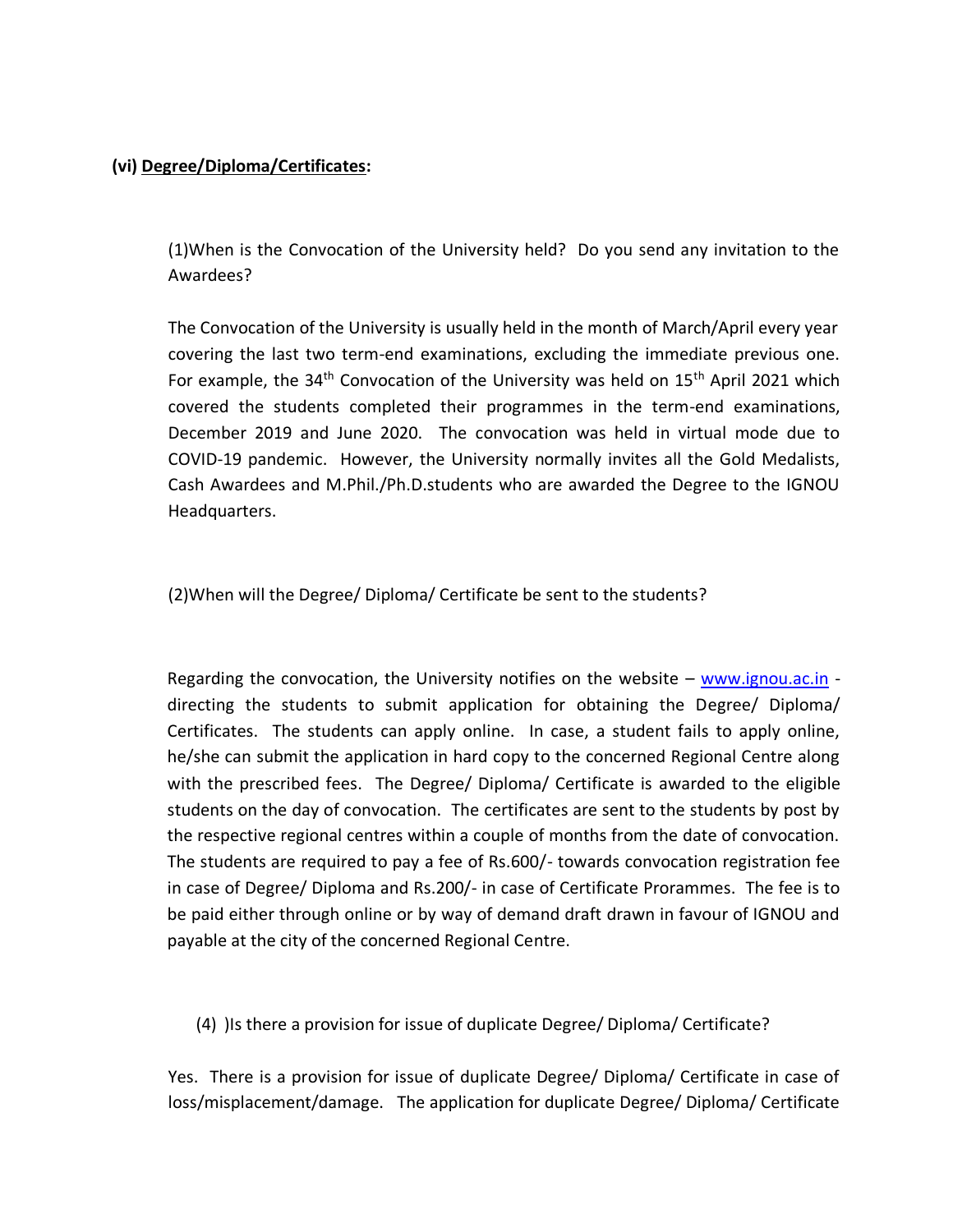**(vi) Degree/Diploma/Certificates:**

(1)When is the Convocation of the University held? Do you send any invitation to the Awardees?

The Convocation of the University is usually held in the month of March/April every year covering the last two term-end examinations, excluding the immediate previous one. For example, the 34th Convocation of the University was held on 15th April 2021 which covered the students completed their programmes in the term-end examinations, December 2019 and June 2020. The convocation was held in virtual mode due to COVID-19 pandemic. However, the University normally invites all the Gold Medalists, Cash Awardees and M.Phil./Ph.D.students who are awarded the Degree to the IGNOU Headquarters.

(2)When will the Degree/ Diploma/ Certificate be sent to the students?

Regarding the convocation, the University notifies on the website – www.ignou.ac.in - directing the students to submit application for obtaining the Degree/ Diploma/ Certificates. The students can apply online. In case, a student fails to apply online, he/she can submit the application in hard copy to the concerned Regional Centre along with the prescribed fees. The Degree/ Diploma/ Certificate is awarded to the eligible students on the day of convocation. The certificates are sent to the students by post by the respective regional centres within a couple of months from the date of convocation. The students are required to pay a fee of Rs.600/- towards convocation registration fee in case of Degree/ Diploma and Rs.200/- in case of Certificate Prorammes. The fee is to be paid either through online or by way of demand draft drawn in favour of IGNOU and payable at the city of the concerned Regional Centre.

(4) )Is there a provision for issue of duplicate Degree/ Diploma/ Certificate?

Yes. There is a provision for issue of duplicate Degree/ Diploma/ Certificate in case of loss/misplacement/damage. The application for duplicate Degree/ Diploma/ Certificate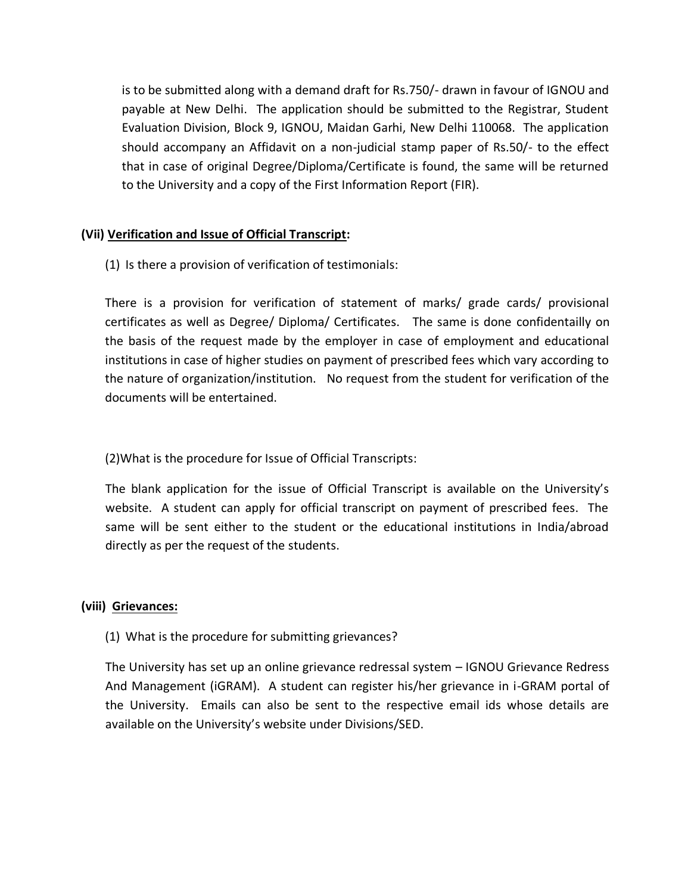is to be submitted along with a demand draft for Rs.750/- drawn in favour of IGNOU and payable at New Delhi. The application should be submitted to the Registrar, Student Evaluation Division, Block 9, IGNOU, Maidan Garhi, New Delhi 110068. The application should accompany an Affidavit on a non-judicial stamp paper of Rs.50/- to the effect that in case of original Degree/Diploma/Certificate is found, the same will be returned to the University and a copy of the First Information Report (FIR).

**(Vii) <u>Verification and Issue of Official Transcript</u>:**

(1) Is there a provision of verification of testimonials:

There is a provision for verification of statement of marks/ grade cards/ provisional certificates as well as Degree/ Diploma/ Certificates. The same is done confidentailly on the basis of the request made by the employer in case of employment and educational institutions in case of higher studies on payment of prescribed fees which vary according to the nature of organization/institution. No request from the student for verification of the documents will be entertained.

(2)What is the procedure for Issue of Official Transcripts:

The blank application for the issue of Official Transcript is available on the University's website. A student can apply for official transcript on payment of prescribed fees. The same will be sent either to the student or the educational institutions in India/abroad directly as per the request of the students.

**(viii) <u>Grievances:</u>**

(1) What is the procedure for submitting grievances?

The University has set up an online grievance redressal system – IGNOU Grievance Redress And Management (iGRAM). A student can register his/her grievance in i-GRAM portal of the University. Emails can also be sent to the respective email ids whose details are available on the University's website under Divisions/SED.